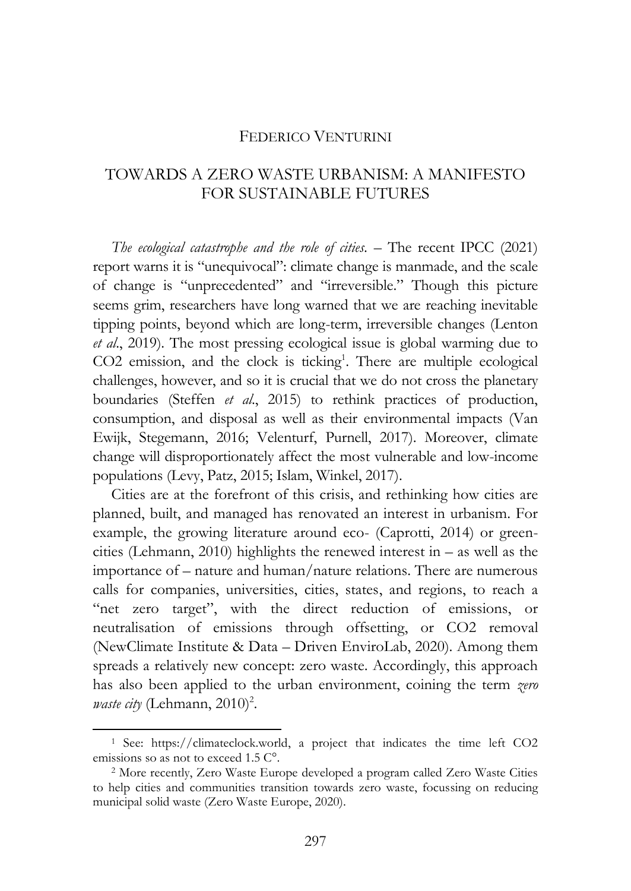FEDERICO VENTURINI

# TOWARDS A ZERO WASTE URBANISM: A MANIFESTO FOR SUSTAINABLE FUTURES

*The ecological catastrophe and the role of cities*. – The recent IPCC (2021) report warns it is "unequivocal": climate change is manmade, and the scale of change is "unprecedented" and "irreversible." Though this picture seems grim, researchers have long warned that we are reaching inevitable tipping points, beyond which are long-term, irreversible changes (Lenton *et al*., 2019). The most pressing ecological issue is global warming due to $CO_2$ emission, and the clock is ticking[1]. There are multiple ecological challenges, however, and so it is crucial that we do not cross the planetary boundaries (Steffen *et al*., 2015) to rethink practices of production, consumption, and disposal as well as their environmental impacts (Van Ewijk, Stegemann, 2016; Velenturf, Purnell, 2017). Moreover, climate change will disproportionately affect the most vulnerable and low-income populations (Levy, Patz, 2015; Islam, Winkel, 2017).

Cities are at the forefront of this crisis, and rethinking how cities are planned, built, and managed has renovated an interest in urbanism. For example, the growing literature around eco- (Caprotti, 2014) or green-cities (Lehmann, 2010) highlights the renewed interest in – as well as the importance of – nature and human/nature relations. There are numerous calls for companies, universities, cities, states, and regions, to reach a "net zero target", with the direct reduction of emissions, or neutralisation of emissions through offsetting, or $CO_2$ removal (NewClimate Institute & Data – Driven EnviroLab, 2020). Among them spreads a relatively new concept: zero waste. Accordingly, this approach has also been applied to the urban environment, coining the term *zero waste city* (Lehmann, 2010)[2].

---

[1] See: https://climateclock.world, a project that indicates the time left $CO_2$ emissions so as not to exceed 1.5 C°.

[2] More recently, Zero Waste Europe developed a program called Zero Waste Cities to help cities and communities transition towards zero waste, focussing on reducing municipal solid waste (Zero Waste Europe, 2020).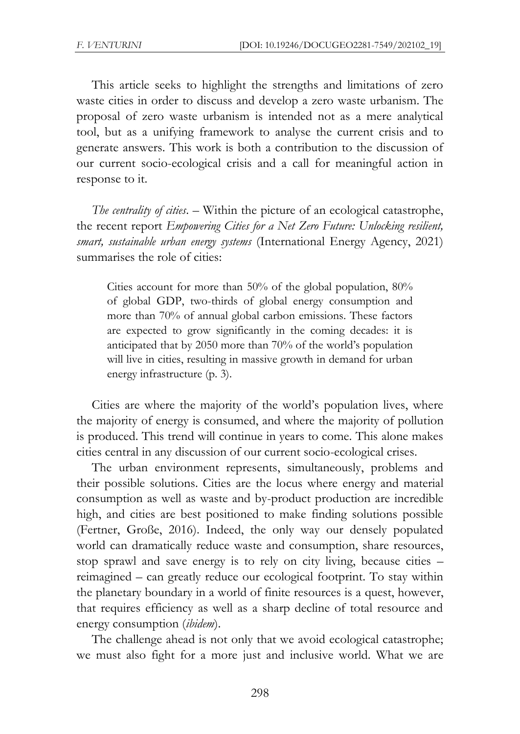This article seeks to highlight the strengths and limitations of zero waste cities in order to discuss and develop a zero waste urbanism. The proposal of zero waste urbanism is intended not as a mere analytical tool, but as a unifying framework to analyse the current crisis and to generate answers. This work is both a contribution to the discussion of our current socio-ecological crisis and a call for meaningful action in response to it.

*The centrality of cities*. – Within the picture of an ecological catastrophe, the recent report *Empowering Cities for a Net Zero Future: Unlocking resilient, smart, sustainable urban energy systems* (International Energy Agency, 2021) summarises the role of cities:

> Cities account for more than 50% of the global population, 80% of global GDP, two-thirds of global energy consumption and more than 70% of annual global carbon emissions. These factors are expected to grow significantly in the coming decades: it is anticipated that by 2050 more than 70% of the world's population will live in cities, resulting in massive growth in demand for urban energy infrastructure (p. 3).

Cities are where the majority of the world's population lives, where the majority of energy is consumed, and where the majority of pollution is produced. This trend will continue in years to come. This alone makes cities central in any discussion of our current socio-ecological crises.

The urban environment represents, simultaneously, problems and their possible solutions. Cities are the locus where energy and material consumption as well as waste and by-product production are incredible high, and cities are best positioned to make finding solutions possible (Fertner, Große, 2016). Indeed, the only way our densely populated world can dramatically reduce waste and consumption, share resources, stop sprawl and save energy is to rely on city living, because cities – reimagined – can greatly reduce our ecological footprint. To stay within the planetary boundary in a world of finite resources is a quest, however, that requires efficiency as well as a sharp decline of total resource and energy consumption (*ibidem*).

The challenge ahead is not only that we avoid ecological catastrophe; we must also fight for a more just and inclusive world. What we are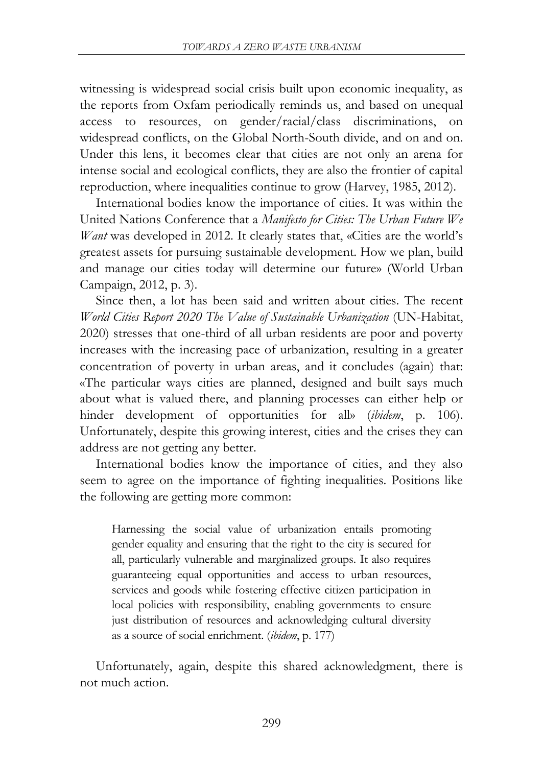witnessing is widespread social crisis built upon economic inequality, as the reports from Oxfam periodically reminds us, and based on unequal access to resources, on gender/racial/class discriminations, on widespread conflicts, on the Global North-South divide, and on and on. Under this lens, it becomes clear that cities are not only an arena for intense social and ecological conflicts, they are also the frontier of capital reproduction, where inequalities continue to grow (Harvey, 1985, 2012).

International bodies know the importance of cities. It was within the United Nations Conference that a *Manifesto for Cities: The Urban Future We Want* was developed in 2012. It clearly states that, «Cities are the world's greatest assets for pursuing sustainable development. How we plan, build and manage our cities today will determine our future» (World Urban Campaign, 2012, p. 3).

Since then, a lot has been said and written about cities. The recent *World Cities Report 2020 The Value of Sustainable Urbanization* (UN-Habitat, 2020) stresses that one-third of all urban residents are poor and poverty increases with the increasing pace of urbanization, resulting in a greater concentration of poverty in urban areas, and it concludes (again) that: «The particular ways cities are planned, designed and built says much about what is valued there, and planning processes can either help or hinder development of opportunities for all» (*ibidem*, p. 106). Unfortunately, despite this growing interest, cities and the crises they can address are not getting any better.

International bodies know the importance of cities, and they also seem to agree on the importance of fighting inequalities. Positions like the following are getting more common:

> Harnessing the social value of urbanization entails promoting gender equality and ensuring that the right to the city is secured for all, particularly vulnerable and marginalized groups. It also requires guaranteeing equal opportunities and access to urban resources, services and goods while fostering effective citizen participation in local policies with responsibility, enabling governments to ensure just distribution of resources and acknowledging cultural diversity as a source of social enrichment. (*ibidem*, p. 177)

Unfortunately, again, despite this shared acknowledgment, there is not much action.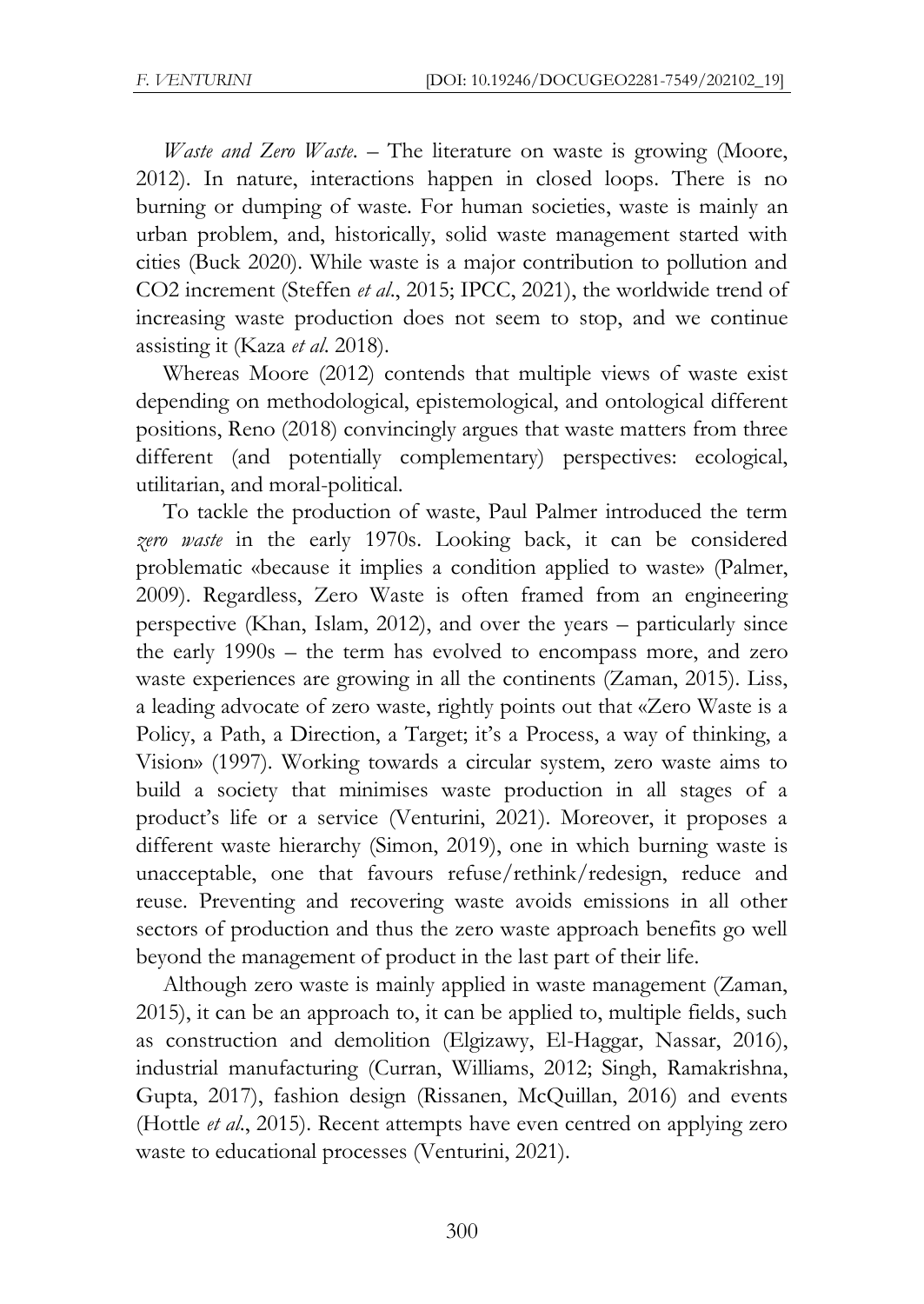*Waste and Zero Waste*. – The literature on waste is growing (Moore, 2012). In nature, interactions happen in closed loops. There is no burning or dumping of waste. For human societies, waste is mainly an urban problem, and, historically, solid waste management started with cities (Buck 2020). While waste is a major contribution to pollution and $CO_2$ increment (Steffen *et al*., 2015; IPCC, 2021), the worldwide trend of increasing waste production does not seem to stop, and we continue assisting it (Kaza *et al*. 2018).

Whereas Moore (2012) contends that multiple views of waste exist depending on methodological, epistemological, and ontological different positions, Reno (2018) convincingly argues that waste matters from three different (and potentially complementary) perspectives: ecological, utilitarian, and moral-political.

To tackle the production of waste, Paul Palmer introduced the term *zero waste* in the early 1970s. Looking back, it can be considered problematic «because it implies a condition applied to waste» (Palmer, 2009). Regardless, Zero Waste is often framed from an engineering perspective (Khan, Islam, 2012), and over the years – particularly since the early 1990s – the term has evolved to encompass more, and zero waste experiences are growing in all the continents (Zaman, 2015). Liss, a leading advocate of zero waste, rightly points out that «Zero Waste is a Policy, a Path, a Direction, a Target; it's a Process, a way of thinking, a Vision» (1997). Working towards a circular system, zero waste aims to build a society that minimises waste production in all stages of a product's life or a service (Venturini, 2021). Moreover, it proposes a different waste hierarchy (Simon, 2019), one in which burning waste is unacceptable, one that favours refuse/rethink/redesign, reduce and reuse. Preventing and recovering waste avoids emissions in all other sectors of production and thus the zero waste approach benefits go well beyond the management of product in the last part of their life.

Although zero waste is mainly applied in waste management (Zaman, 2015), it can be an approach to, it can be applied to, multiple fields, such as construction and demolition (Elgizawy, El-Haggar, Nassar, 2016), industrial manufacturing (Curran, Williams, 2012; Singh, Ramakrishna, Gupta, 2017), fashion design (Rissanen, McQuillan, 2016) and events (Hottle *et al*., 2015). Recent attempts have even centred on applying zero waste to educational processes (Venturini, 2021).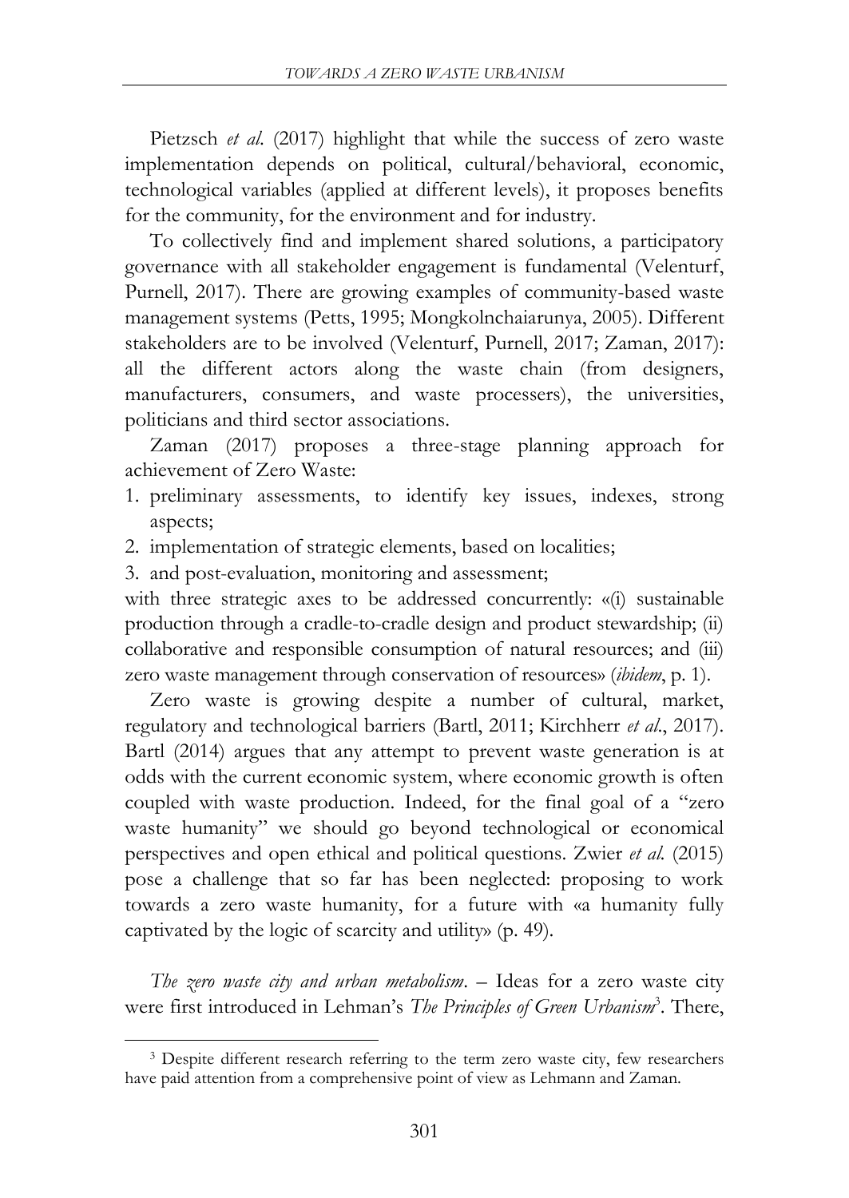Pietzsch *et al.* (2017) highlight that while the success of zero waste implementation depends on political, cultural/behavioral, economic, technological variables (applied at different levels), it proposes benefits for the community, for the environment and for industry.

To collectively find and implement shared solutions, a participatory governance with all stakeholder engagement is fundamental (Velenturf, Purnell, 2017). There are growing examples of community-based waste management systems (Petts, 1995; Mongkolnchaiarunya, 2005). Different stakeholders are to be involved (Velenturf, Purnell, 2017; Zaman, 2017): all the different actors along the waste chain (from designers, manufacturers, consumers, and waste processers), the universities, politicians and third sector associations.

Zaman (2017) proposes a three-stage planning approach for achievement of Zero Waste:

1. preliminary assessments, to identify key issues, indexes, strong aspects;
2. implementation of strategic elements, based on localities;
3. and post-evaluation, monitoring and assessment;

with three strategic axes to be addressed concurrently: «(i) sustainable production through a cradle-to-cradle design and product stewardship; (ii) collaborative and responsible consumption of natural resources; and (iii) zero waste management through conservation of resources» (*ibidem*, p. 1).

Zero waste is growing despite a number of cultural, market, regulatory and technological barriers (Bartl, 2011; Kirchherr *et al.*, 2017). Bartl (2014) argues that any attempt to prevent waste generation is at odds with the current economic system, where economic growth is often coupled with waste production. Indeed, for the final goal of a "zero waste humanity" we should go beyond technological or economical perspectives and open ethical and political questions. Zwier *et al.* (2015) pose a challenge that so far has been neglected: proposing to work towards a zero waste humanity, for a future with «a humanity fully captivated by the logic of scarcity and utility» (p. 49).

*The zero waste city and urban metabolism*. – Ideas for a zero waste city were first introduced in Lehman's *The Principles of Green Urbanism*[3]. There,

[3] Despite different research referring to the term zero waste city, few researchers have paid attention from a comprehensive point of view as Lehmann and Zaman.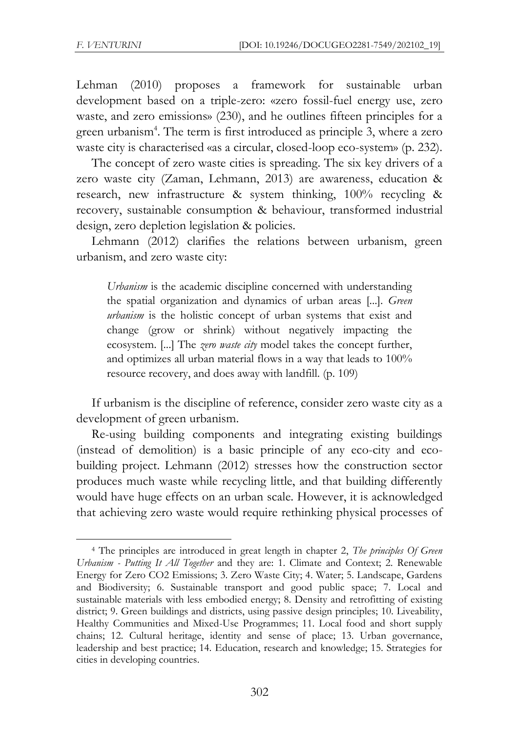Lehman (2010) proposes a framework for sustainable urban development based on a triple-zero: «zero fossil-fuel energy use, zero waste, and zero emissions» (230), and he outlines fifteen principles for a green urbanism[4]. The term is first introduced as principle 3, where a zero waste city is characterised «as a circular, closed-loop eco-system» (p. 232).

The concept of zero waste cities is spreading. The six key drivers of a zero waste city (Zaman, Lehmann, 2013) are awareness, education & research, new infrastructure & system thinking, 100% recycling & recovery, sustainable consumption & behaviour, transformed industrial design, zero depletion legislation & policies.

Lehmann (2012) clarifies the relations between urbanism, green urbanism, and zero waste city:

> *Urbanism* is the academic discipline concerned with understanding the spatial organization and dynamics of urban areas [...]. *Green urbanism* is the holistic concept of urban systems that exist and change (grow or shrink) without negatively impacting the ecosystem. [...] The *zero waste city* model takes the concept further, and optimizes all urban material flows in a way that leads to 100% resource recovery, and does away with landfill. (p. 109)

If urbanism is the discipline of reference, consider zero waste city as a development of green urbanism.

Re-using building components and integrating existing buildings (instead of demolition) is a basic principle of any eco-city and eco-building project. Lehmann (2012) stresses how the construction sector produces much waste while recycling little, and that building differently would have huge effects on an urban scale. However, it is acknowledged that achieving zero waste would require rethinking physical processes of

[4] The principles are introduced in great length in chapter 2, *The principles Of Green Urbanism - Putting It All Together* and they are: 1. Climate and Context; 2. Renewable Energy for Zero CO2 Emissions; 3. Zero Waste City; 4. Water; 5. Landscape, Gardens and Biodiversity; 6. Sustainable transport and good public space; 7. Local and sustainable materials with less embodied energy; 8. Density and retrofitting of existing district; 9. Green buildings and districts, using passive design principles; 10. Liveability, Healthy Communities and Mixed-Use Programmes; 11. Local food and short supply chains; 12. Cultural heritage, identity and sense of place; 13. Urban governance, leadership and best practice; 14. Education, research and knowledge; 15. Strategies for cities in developing countries.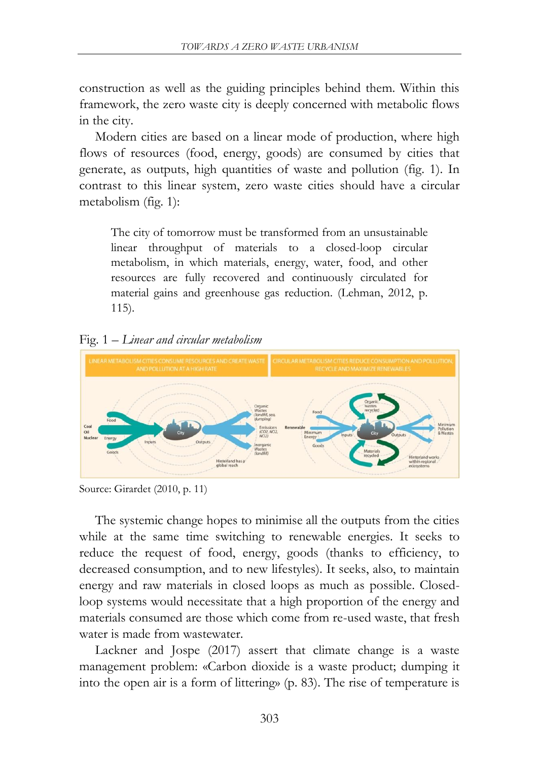construction as well as the guiding principles behind them. Within this framework, the zero waste city is deeply concerned with metabolic flows in the city.

Modern cities are based on a linear mode of production, where high flows of resources (food, energy, goods) are consumed by cities that generate, as outputs, high quantities of waste and pollution (fig. 1). In contrast to this linear system, zero waste cities should have a circular metabolism (fig. 1):

> The city of tomorrow must be transformed from an unsustainable linear throughput of materials to a closed-loop circular metabolism, in which materials, energy, water, food, and other resources are fully recovered and continuously circulated for material gains and greenhouse gas reduction. (Lehman, 2012, p. 115).

Fig. 1 – *Linear and circular metabolism*

Source: Girardet (2010, p. 11)

The systemic change hopes to minimise all the outputs from the cities while at the same time switching to renewable energies. It seeks to reduce the request of food, energy, goods (thanks to efficiency, to decreased consumption, and to new lifestyles). It seeks, also, to maintain energy and raw materials in closed loops as much as possible. Closed-loop systems would necessitate that a high proportion of the energy and materials consumed are those which come from re-used waste, that fresh water is made from wastewater.

Lackner and Jospe (2017) assert that climate change is a waste management problem: «Carbon dioxide is a waste product; dumping it into the open air is a form of littering» (p. 83). The rise of temperature is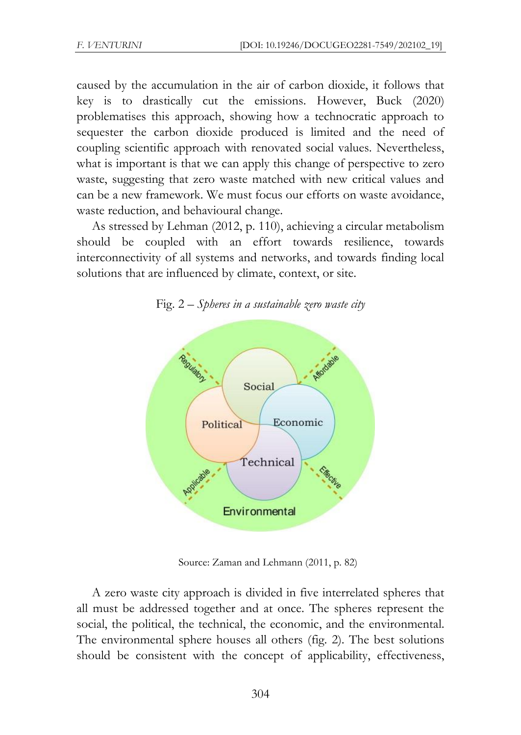caused by the accumulation in the air of carbon dioxide, it follows that key is to drastically cut the emissions. However, Buck (2020) problematises this approach, showing how a technocratic approach to sequester the carbon dioxide produced is limited and the need of coupling scientific approach with renovated social values. Nevertheless, what is important is that we can apply this change of perspective to zero waste, suggesting that zero waste matched with new critical values and can be a new framework. We must focus our efforts on waste avoidance, waste reduction, and behavioural change.

As stressed by Lehman (2012, p. 110), achieving a circular metabolism should be coupled with an effort towards resilience, towards interconnectivity of all systems and networks, and towards finding local solutions that are influenced by climate, context, or site.

Fig. 2 – *Spheres in a sustainable zero waste city*

Source: Zaman and Lehmann (2011, p. 82)

A zero waste city approach is divided in five interrelated spheres that all must be addressed together and at once. The spheres represent the social, the political, the technical, the economic, and the environmental. The environmental sphere houses all others (fig. 2). The best solutions should be consistent with the concept of applicability, effectiveness,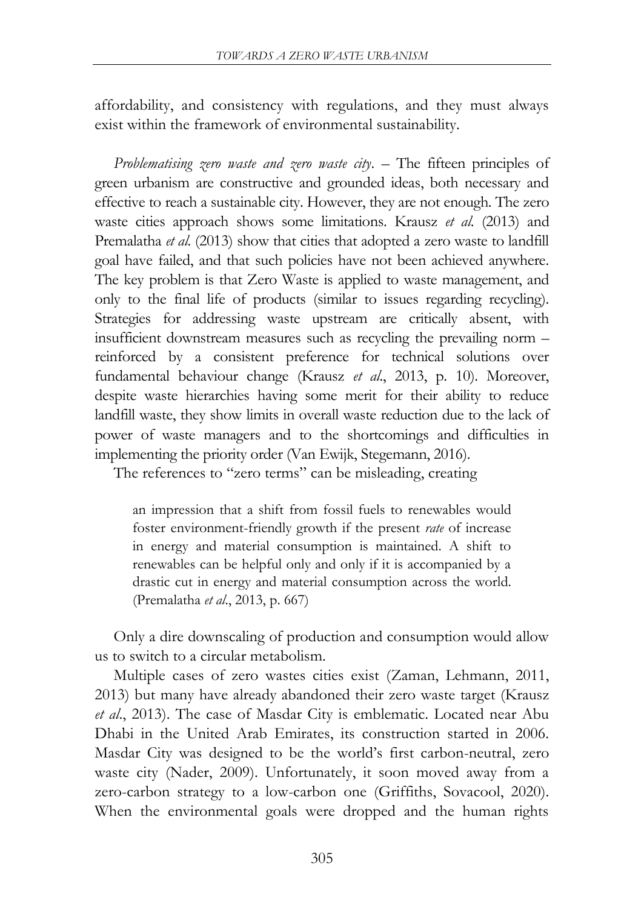affordability, and consistency with regulations, and they must always exist within the framework of environmental sustainability.

*Problematising zero waste and zero waste city*. – The fifteen principles of green urbanism are constructive and grounded ideas, both necessary and effective to reach a sustainable city. However, they are not enough. The zero waste cities approach shows some limitations. Krausz *et al.* (2013) and Premalatha *et al.* (2013) show that cities that adopted a zero waste to landfill goal have failed, and that such policies have not been achieved anywhere. The key problem is that Zero Waste is applied to waste management, and only to the final life of products (similar to issues regarding recycling). Strategies for addressing waste upstream are critically absent, with insufficient downstream measures such as recycling the prevailing norm – reinforced by a consistent preference for technical solutions over fundamental behaviour change (Krausz *et al.*, 2013, p. 10). Moreover, despite waste hierarchies having some merit for their ability to reduce landfill waste, they show limits in overall waste reduction due to the lack of power of waste managers and to the shortcomings and difficulties in implementing the priority order (Van Ewijk, Stegemann, 2016).

The references to "zero terms" can be misleading, creating

> an impression that a shift from fossil fuels to renewables would foster environment-friendly growth if the present *rate* of increase in energy and material consumption is maintained. A shift to renewables can be helpful only and only if it is accompanied by a drastic cut in energy and material consumption across the world. (Premalatha *et al.*, 2013, p. 667)

Only a dire downscaling of production and consumption would allow us to switch to a circular metabolism.

Multiple cases of zero wastes cities exist (Zaman, Lehmann, 2011, 2013) but many have already abandoned their zero waste target (Krausz *et al.*, 2013). The case of Masdar City is emblematic. Located near Abu Dhabi in the United Arab Emirates, its construction started in 2006. Masdar City was designed to be the world's first carbon-neutral, zero waste city (Nader, 2009). Unfortunately, it soon moved away from a zero-carbon strategy to a low-carbon one (Griffiths, Sovacool, 2020). When the environmental goals were dropped and the human rights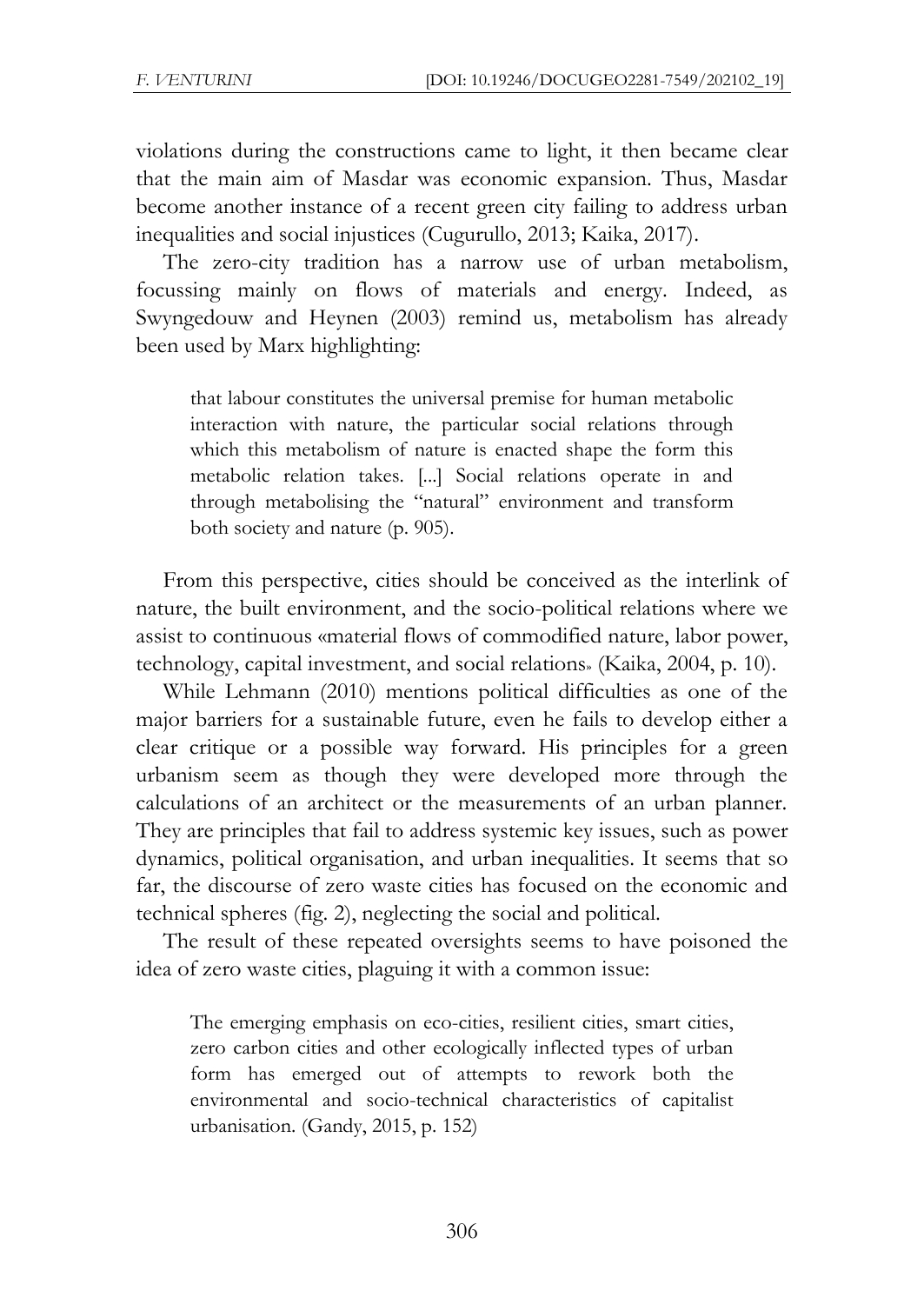violations during the constructions came to light, it then became clear that the main aim of Masdar was economic expansion. Thus, Masdar become another instance of a recent green city failing to address urban inequalities and social injustices (Cugurullo, 2013; Kaika, 2017).

The zero-city tradition has a narrow use of urban metabolism, focussing mainly on flows of materials and energy. Indeed, as Swyngedouw and Heynen (2003) remind us, metabolism has already been used by Marx highlighting:

> that labour constitutes the universal premise for human metabolic interaction with nature, the particular social relations through which this metabolism of nature is enacted shape the form this metabolic relation takes. [...] Social relations operate in and through metabolising the "natural" environment and transform both society and nature (p. 905).

From this perspective, cities should be conceived as the interlink of nature, the built environment, and the socio-political relations where we assist to continuous «material flows of commodified nature, labor power, technology, capital investment, and social relations» (Kaika, 2004, p. 10).

While Lehmann (2010) mentions political difficulties as one of the major barriers for a sustainable future, even he fails to develop either a clear critique or a possible way forward. His principles for a green urbanism seem as though they were developed more through the calculations of an architect or the measurements of an urban planner. They are principles that fail to address systemic key issues, such as power dynamics, political organisation, and urban inequalities. It seems that so far, the discourse of zero waste cities has focused on the economic and technical spheres (fig. 2), neglecting the social and political.

The result of these repeated oversights seems to have poisoned the idea of zero waste cities, plaguing it with a common issue:

> The emerging emphasis on eco-cities, resilient cities, smart cities, zero carbon cities and other ecologically inflected types of urban form has emerged out of attempts to rework both the environmental and socio-technical characteristics of capitalist urbanisation. (Gandy, 2015, p. 152)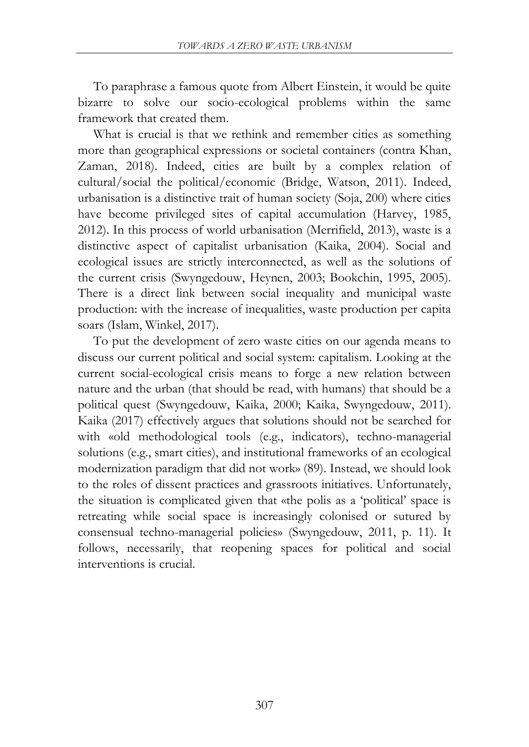To paraphrase a famous quote from Albert Einstein, it would be quite bizarre to solve our socio-ecological problems within the same framework that created them.

What is crucial is that we rethink and remember cities as something more than geographical expressions or societal containers (contra Khan, Zaman, 2018). Indeed, cities are built by a complex relation of cultural/social the political/economic (Bridge, Watson, 2011). Indeed, urbanisation is a distinctive trait of human society (Soja, 200) where cities have become privileged sites of capital accumulation (Harvey, 1985, 2012). In this process of world urbanisation (Merrifield, 2013), waste is a distinctive aspect of capitalist urbanisation (Kaika, 2004). Social and ecological issues are strictly interconnected, as well as the solutions of the current crisis (Swyngedouw, Heynen, 2003; Bookchin, 1995, 2005). There is a direct link between social inequality and municipal waste production: with the increase of inequalities, waste production per capita soars (Islam, Winkel, 2017).

To put the development of zero waste cities on our agenda means to discuss our current political and social system: capitalism. Looking at the current social-ecological crisis means to forge a new relation between nature and the urban (that should be read, with humans) that should be a political quest (Swyngedouw, Kaika, 2000; Kaika, Swyngedouw, 2011). Kaika (2017) effectively argues that solutions should not be searched for with «old methodological tools (e.g., indicators), techno-managerial solutions (e.g., smart cities), and institutional frameworks of an ecological modernization paradigm that did not work» (89). Instead, we should look to the roles of dissent practices and grassroots initiatives. Unfortunately, the situation is complicated given that «the polis as a 'political' space is retreating while social space is increasingly colonised or sutured by consensual techno-managerial policies» (Swyngedouw, 2011, p. 11). It follows, necessarily, that reopening spaces for political and social interventions is crucial.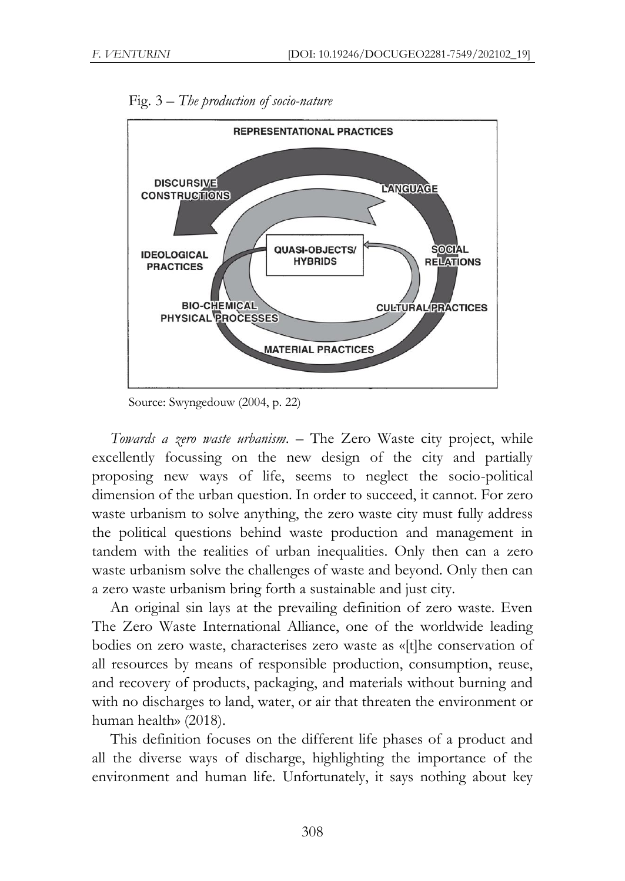Fig. 3 – *The production of socio-nature*

Source: Swyngedouw (2004, p. 22)

*Towards a zero waste urbanism*. – The Zero Waste city project, while excellently focussing on the new design of the city and partially proposing new ways of life, seems to neglect the socio-political dimension of the urban question. In order to succeed, it cannot. For zero waste urbanism to solve anything, the zero waste city must fully address the political questions behind waste production and management in tandem with the realities of urban inequalities. Only then can a zero waste urbanism solve the challenges of waste and beyond. Only then can a zero waste urbanism bring forth a sustainable and just city.

An original sin lays at the prevailing definition of zero waste. Even The Zero Waste International Alliance, one of the worldwide leading bodies on zero waste, characterises zero waste as «[t]he conservation of all resources by means of responsible production, consumption, reuse, and recovery of products, packaging, and materials without burning and with no discharges to land, water, or air that threaten the environment or human health» (2018).

This definition focuses on the different life phases of a product and all the diverse ways of discharge, highlighting the importance of the environment and human life. Unfortunately, it says nothing about key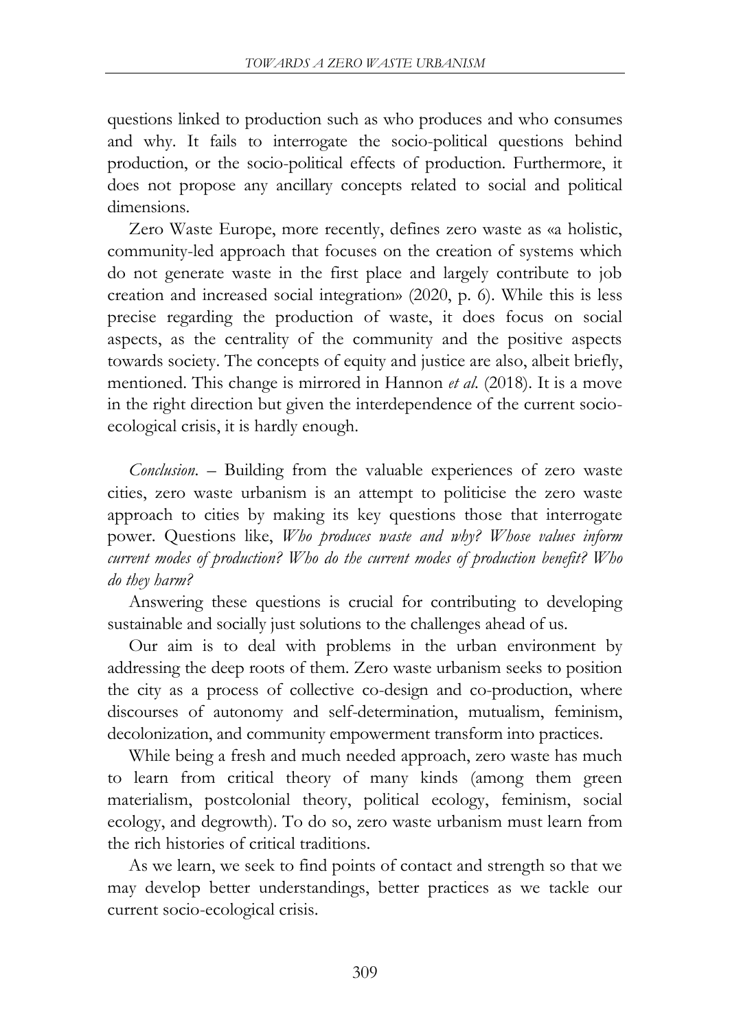questions linked to production such as who produces and who consumes and why. It fails to interrogate the socio-political questions behind production, or the socio-political effects of production. Furthermore, it does not propose any ancillary concepts related to social and political dimensions.

Zero Waste Europe, more recently, defines zero waste as «a holistic, community-led approach that focuses on the creation of systems which do not generate waste in the first place and largely contribute to job creation and increased social integration» (2020, p. 6). While this is less precise regarding the production of waste, it does focus on social aspects, as the centrality of the community and the positive aspects towards society. The concepts of equity and justice are also, albeit briefly, mentioned. This change is mirrored in Hannon *et al.* (2018). It is a move in the right direction but given the interdependence of the current socio-ecological crisis, it is hardly enough.

*Conclusion.* – Building from the valuable experiences of zero waste cities, zero waste urbanism is an attempt to politicise the zero waste approach to cities by making its key questions those that interrogate power. Questions like, *Who produces waste and why? Whose values inform current modes of production? Who do the current modes of production benefit? Who do they harm?*

Answering these questions is crucial for contributing to developing sustainable and socially just solutions to the challenges ahead of us.

Our aim is to deal with problems in the urban environment by addressing the deep roots of them. Zero waste urbanism seeks to position the city as a process of collective co-design and co-production, where discourses of autonomy and self-determination, mutualism, feminism, decolonization, and community empowerment transform into practices.

While being a fresh and much needed approach, zero waste has much to learn from critical theory of many kinds (among them green materialism, postcolonial theory, political ecology, feminism, social ecology, and degrowth). To do so, zero waste urbanism must learn from the rich histories of critical traditions.

As we learn, we seek to find points of contact and strength so that we may develop better understandings, better practices as we tackle our current socio-ecological crisis.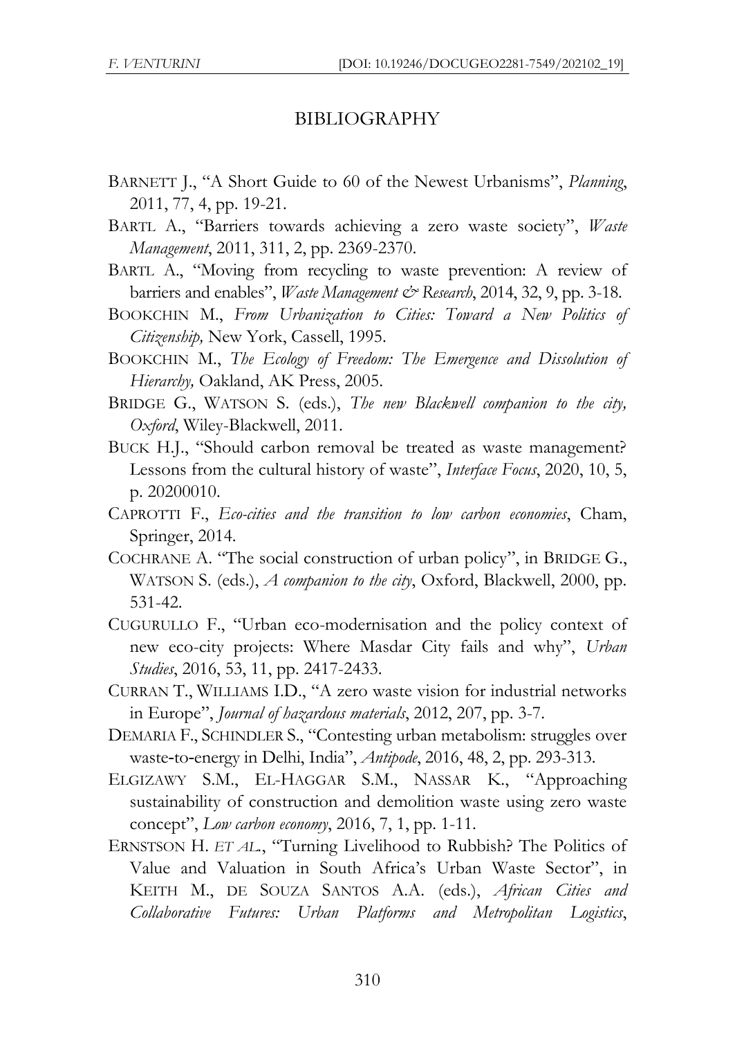## BIBLIOGRAPHY

BARNETT J., "A Short Guide to 60 of the Newest Urbanisms", *Planning*, 2011, 77, 4, pp. 19-21.

BARTL A., "Barriers towards achieving a zero waste society", *Waste Management*, 2011, 311, 2, pp. 2369-2370.

BARTL A., "Moving from recycling to waste prevention: A review of barriers and enables", *Waste Management & Research*, 2014, 32, 9, pp. 3-18.

BOOKCHIN M., *From Urbanization to Cities: Toward a New Politics of Citizenship,* New York, Cassell, 1995.

BOOKCHIN M., *The Ecology of Freedom: The Emergence and Dissolution of Hierarchy,* Oakland, AK Press, 2005.

BRIDGE G., WATSON S. (eds.), *The new Blackwell companion to the city, Oxford*, Wiley-Blackwell, 2011.

BUCK H.J., "Should carbon removal be treated as waste management? Lessons from the cultural history of waste", *Interface Focus*, 2020, 10, 5, p. 20200010.

CAPROTTI F., *Eco-cities and the transition to low carbon economies*, Cham, Springer, 2014.

COCHRANE A. "The social construction of urban policy", in BRIDGE G., WATSON S. (eds.), *A companion to the city*, Oxford, Blackwell, 2000, pp. 531-42.

CUGURULLO F., "Urban eco-modernisation and the policy context of new eco-city projects: Where Masdar City fails and why", *Urban Studies*, 2016, 53, 11, pp. 2417-2433.

CURRAN T., WILLIAMS I.D., "A zero waste vision for industrial networks in Europe", *Journal of hazardous materials*, 2012, 207, pp. 3-7.

DEMARIA F., SCHINDLER S., "Contesting urban metabolism: struggles over waste-to-energy in Delhi, India", *Antipode*, 2016, 48, 2, pp. 293-313.

ELGIZAWY S.M., EL-HAGGAR S.M., NASSAR K., "Approaching sustainability of construction and demolition waste using zero waste concept", *Low carbon economy*, 2016, 7, 1, pp. 1-11.

ERNSTSON H. *ET AL*., "Turning Livelihood to Rubbish? The Politics of Value and Valuation in South Africa's Urban Waste Sector", in KEITH M., DE SOUZA SANTOS A.A. (eds.), *African Cities and Collaborative Futures: Urban Platforms and Metropolitan Logistics*,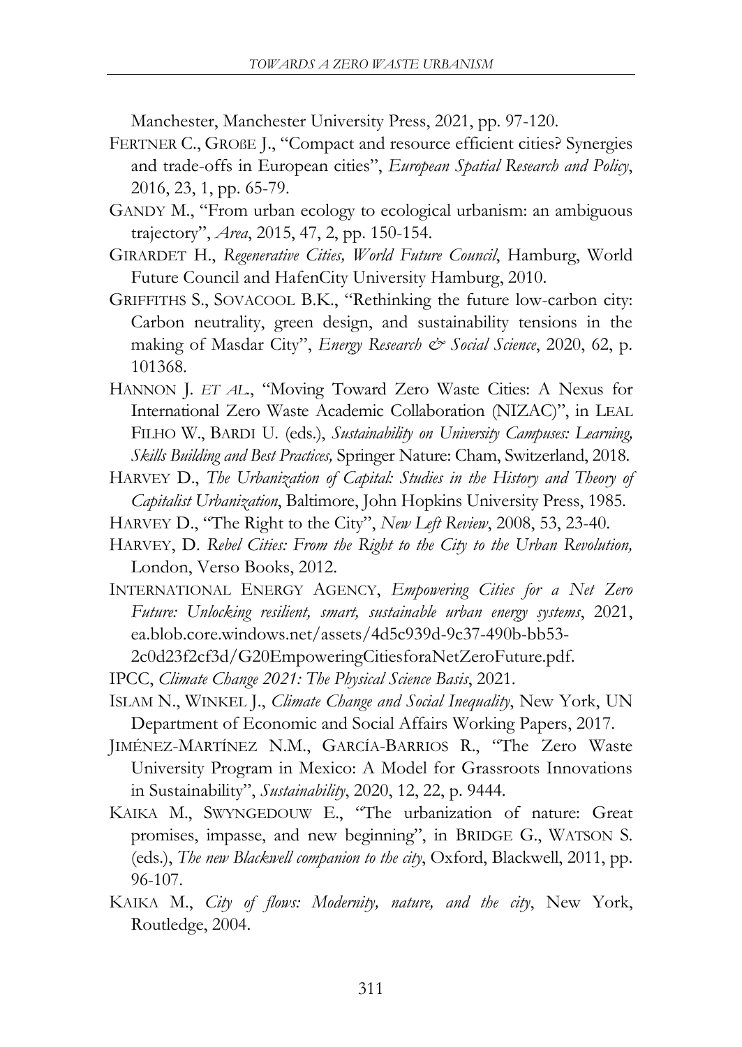Manchester, Manchester University Press, 2021, pp. 97-120.

FERTNER C., GROßE J., "Compact and resource efficient cities? Synergies and trade-offs in European cities", *European Spatial Research and Policy*, 2016, 23, 1, pp. 65-79.

GANDY M., "From urban ecology to ecological urbanism: an ambiguous trajectory", *Area*, 2015, 47, 2, pp. 150-154.

GIRARDET H., *Regenerative Cities, World Future Council*, Hamburg, World Future Council and HafenCity University Hamburg, 2010.

GRIFFITHS S., SOVACOOL B.K., "Rethinking the future low-carbon city: Carbon neutrality, green design, and sustainability tensions in the making of Masdar City", *Energy Research & Social Science*, 2020, 62, p. 101368.

HANNON J. *ET AL*., "Moving Toward Zero Waste Cities: A Nexus for International Zero Waste Academic Collaboration (NIZAC)", in LEAL FILHO W., BARDI U. (eds.), *Sustainability on University Campuses: Learning, Skills Building and Best Practices,* Springer Nature: Cham, Switzerland, 2018.

HARVEY D., *The Urbanization of Capital: Studies in the History and Theory of Capitalist Urbanization*, Baltimore, John Hopkins University Press, 1985.

HARVEY D., "The Right to the City", *New Left Review*, 2008, 53, 23-40.

HARVEY, D. *Rebel Cities: From the Right to the City to the Urban Revolution,* London, Verso Books, 2012.

INTERNATIONAL ENERGY AGENCY, *Empowering Cities for a Net Zero Future: Unlocking resilient, smart, sustainable urban energy systems*, 2021, ea.blob.core.windows.net/assets/4d5c939d-9c37-490b-bb53-2c0d23f2cf3d/G20EmpoweringCitiesforaNetZeroFuture.pdf.

IPCC, *Climate Change 2021: The Physical Science Basis*, 2021.

ISLAM N., WINKEL J., *Climate Change and Social Inequality*, New York, UN Department of Economic and Social Affairs Working Papers, 2017.

JIMÉNEZ-MARTÍNEZ N.M., GARCÍA-BARRIOS R., "The Zero Waste University Program in Mexico: A Model for Grassroots Innovations in Sustainability", *Sustainability*, 2020, 12, 22, p. 9444.

KAIKA M., SWYNGEDOUW E., "The urbanization of nature: Great promises, impasse, and new beginning", in BRIDGE G., WATSON S. (eds.), *The new Blackwell companion to the city*, Oxford, Blackwell, 2011, pp. 96-107.

KAIKA M., *City of flows: Modernity, nature, and the city*, New York, Routledge, 2004.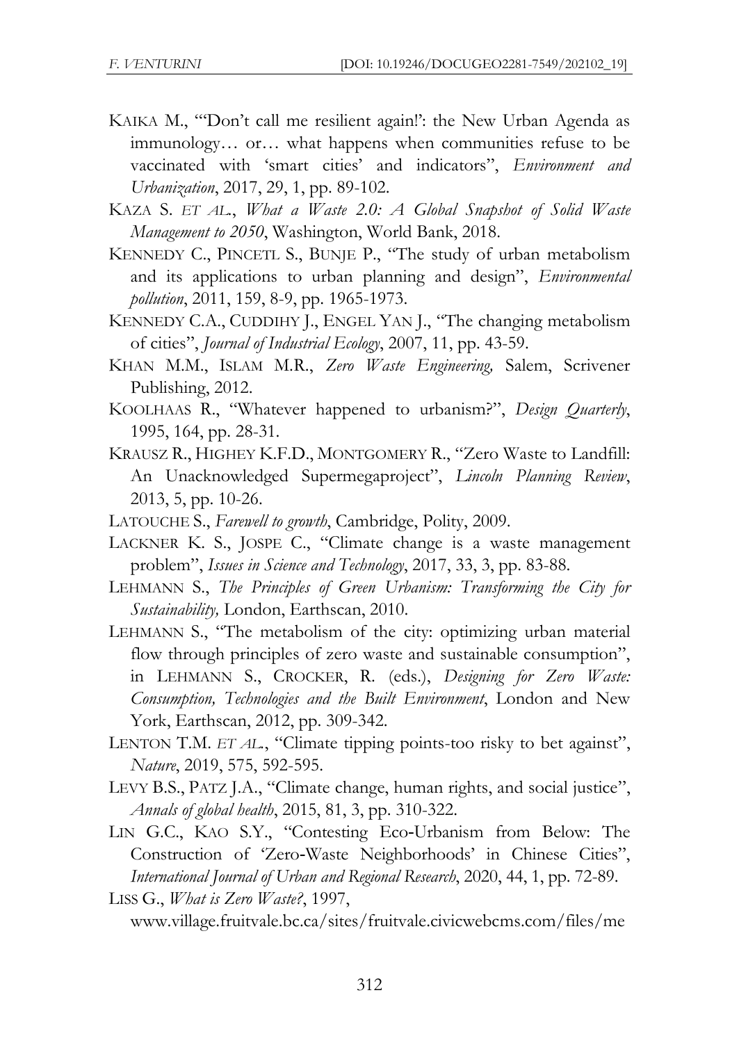KAIKA M., "'Don't call me resilient again!': the New Urban Agenda as immunology… or… what happens when communities refuse to be vaccinated with 'smart cities' and indicators", *Environment and Urbanization*, 2017, 29, 1, pp. 89-102.

KAZA S. *ET AL.*, *What a Waste 2.0: A Global Snapshot of Solid Waste Management to 2050*, Washington, World Bank, 2018.

KENNEDY C., PINCETL S., BUNJE P., "The study of urban metabolism and its applications to urban planning and design", *Environmental pollution*, 2011, 159, 8-9, pp. 1965-1973.

KENNEDY C.A., CUDDIHY J., ENGEL YAN J., "The changing metabolism of cities", *Journal of Industrial Ecology*, 2007, 11, pp. 43-59.

KHAN M.M., ISLAM M.R., *Zero Waste Engineering,* Salem, Scrivener Publishing, 2012.

KOOLHAAS R., "Whatever happened to urbanism?", *Design Quarterly*, 1995, 164, pp. 28-31.

KRAUSZ R., HIGHEY K.F.D., MONTGOMERY R., "Zero Waste to Landfill: An Unacknowledged Supermegaproject", *Lincoln Planning Review*, 2013, 5, pp. 10-26.

LATOUCHE S., *Farewell to growth*, Cambridge, Polity, 2009.

LACKNER K. S., JOSPE C., "Climate change is a waste management problem", *Issues in Science and Technology*, 2017, 33, 3, pp. 83-88.

LEHMANN S., *The Principles of Green Urbanism: Transforming the City for Sustainability,* London, Earthscan, 2010.

LEHMANN S., "The metabolism of the city: optimizing urban material flow through principles of zero waste and sustainable consumption", in LEHMANN S., CROCKER, R. (eds.), *Designing for Zero Waste: Consumption, Technologies and the Built Environment*, London and New York, Earthscan, 2012, pp. 309-342.

LENTON T.M. *ET AL.*, "Climate tipping points-too risky to bet against", *Nature*, 2019, 575, 592-595.

LEVY B.S., PATZ J.A., "Climate change, human rights, and social justice", *Annals of global health*, 2015, 81, 3, pp. 310-322.

LIN G.C., KAO S.Y., "Contesting Eco-Urbanism from Below: The Construction of 'Zero-Waste Neighborhoods' in Chinese Cities", *International Journal of Urban and Regional Research*, 2020, 44, 1, pp. 72-89.

LISS G., *What is Zero Waste?*, 1997, www.village.fruitvale.bc.ca/sites/fruitvale.civicwebcms.com/files/me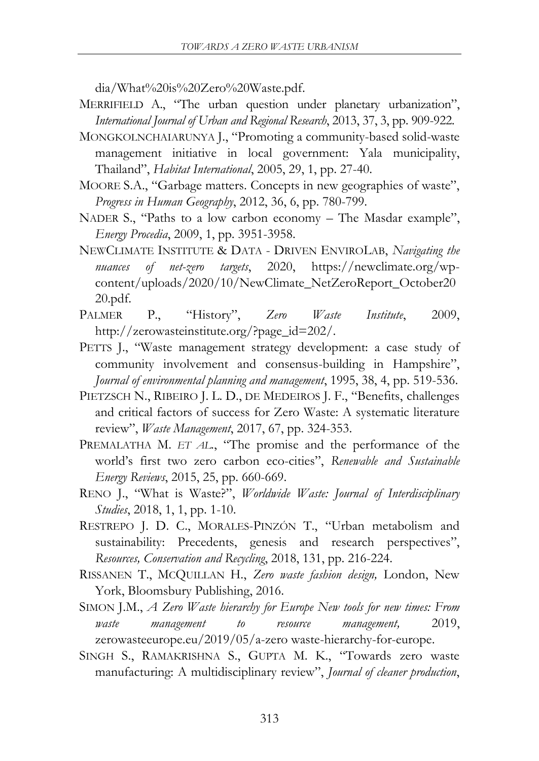dia/What%20is%20Zero%20Waste.pdf.

MERRIFIELD A., "The urban question under planetary urbanization", *International Journal of Urban and Regional Research*, 2013, 37, 3, pp. 909-922.

MONGKOLNCHAIARUNYA J., "Promoting a community-based solid-waste management initiative in local government: Yala municipality, Thailand", *Habitat International*, 2005, 29, 1, pp. 27-40.

MOORE S.A., "Garbage matters. Concepts in new geographies of waste", *Progress in Human Geography*, 2012, 36, 6, pp. 780-799.

NADER S., "Paths to a low carbon economy – The Masdar example", *Energy Procedia*, 2009, 1, pp. 3951-3958.

NEWCLIMATE INSTITUTE & DATA - DRIVEN ENVIROLAB, *Navigating the nuances of net-zero targets*, 2020, https://newclimate.org/wp-content/uploads/2020/10/NewClimate_NetZeroReport_October2020.pdf.

PALMER P., "History", *Zero Waste Institute*, 2009, http://zerowasteinstitute.org/?page_id=202/.

PETTS J., "Waste management strategy development: a case study of community involvement and consensus-building in Hampshire", *Journal of environmental planning and management*, 1995, 38, 4, pp. 519-536.

PIETZSCH N., RIBEIRO J. L. D., DE MEDEIROS J. F., "Benefits, challenges and critical factors of success for Zero Waste: A systematic literature review", *Waste Management*, 2017, 67, pp. 324-353.

PREMALATHA M. *ET AL.*, "The promise and the performance of the world's first two zero carbon eco-cities", *Renewable and Sustainable Energy Reviews*, 2015, 25, pp. 660-669.

RENO J., "What is Waste?", *Worldwide Waste: Journal of Interdisciplinary Studies*, 2018, 1, 1, pp. 1-10.

RESTREPO J. D. C., MORALES-PINZÓN T., "Urban metabolism and sustainability: Precedents, genesis and research perspectives", *Resources, Conservation and Recycling*, 2018, 131, pp. 216-224.

RISSANEN T., MCQUILLAN H., *Zero waste fashion design,* London, New York, Bloomsbury Publishing, 2016.

SIMON J.M., *A Zero Waste hierarchy for Europe New tools for new times: From waste management to resource management,* 2019, zerowasteeurope.eu/2019/05/a-zero waste-hierarchy-for-europe.

SINGH S., RAMAKRISHNA S., GUPTA M. K., "Towards zero waste manufacturing: A multidisciplinary review", *Journal of cleaner production*,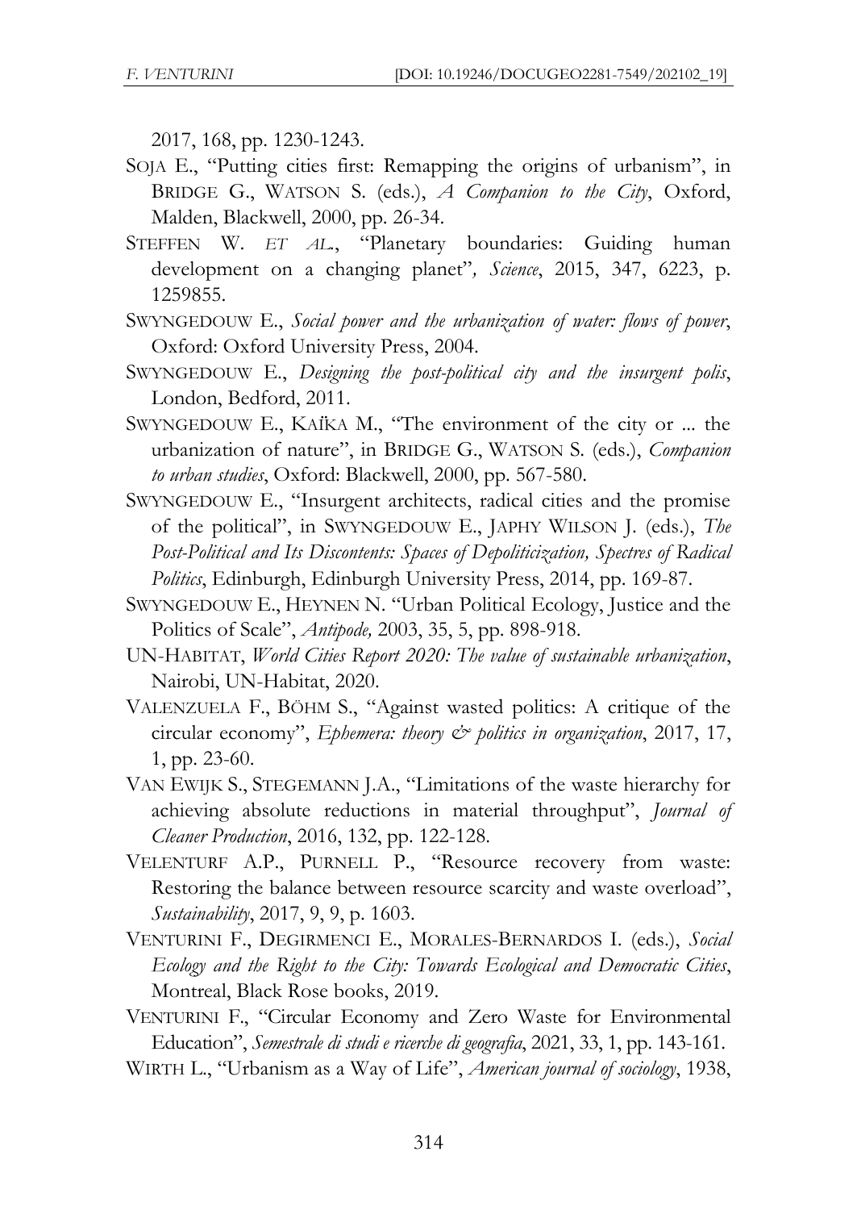2017, 168, pp. 1230-1243.

SOJA E., "Putting cities first: Remapping the origins of urbanism", in BRIDGE G., WATSON S. (eds.), *A Companion to the City*, Oxford, Malden, Blackwell, 2000, pp. 26-34.

STEFFEN W. *ET AL*., "Planetary boundaries: Guiding human development on a changing planet"*, Science*, 2015, 347, 6223, p. 1259855.

SWYNGEDOUW E., *Social power and the urbanization of water: flows of power*, Oxford: Oxford University Press, 2004.

SWYNGEDOUW E., *Designing the post-political city and the insurgent polis*, London, Bedford, 2011.

SWYNGEDOUW E., KAÏKA M., "The environment of the city or ... the urbanization of nature", in BRIDGE G., WATSON S. (eds.), *Companion to urban studies*, Oxford: Blackwell, 2000, pp. 567-580.

SWYNGEDOUW E., "Insurgent architects, radical cities and the promise of the political", in SWYNGEDOUW E., JAPHY WILSON J. (eds.), *The Post-Political and Its Discontents: Spaces of Depoliticization, Spectres of Radical Politics*, Edinburgh, Edinburgh University Press, 2014, pp. 169-87.

SWYNGEDOUW E., HEYNEN N. "Urban Political Ecology, Justice and the Politics of Scale", *Antipode,* 2003, 35, 5, pp. 898-918.

UN-HABITAT, *World Cities Report 2020: The value of sustainable urbanization*, Nairobi, UN-Habitat, 2020.

VALENZUELA F., BÖHM S., "Against wasted politics: A critique of the circular economy", *Ephemera: theory & politics in organization*, 2017, 17, 1, pp. 23-60.

VAN EWIJK S., STEGEMANN J.A., "Limitations of the waste hierarchy for achieving absolute reductions in material throughput", *Journal of Cleaner Production*, 2016, 132, pp. 122-128.

VELENTURF A.P., PURNELL P., "Resource recovery from waste: Restoring the balance between resource scarcity and waste overload", *Sustainability*, 2017, 9, 9, p. 1603.

VENTURINI F., DEGIRMENCI E., MORALES-BERNARDOS I. (eds.), *Social Ecology and the Right to the City: Towards Ecological and Democratic Cities*, Montreal, Black Rose books, 2019.

VENTURINI F., "Circular Economy and Zero Waste for Environmental Education", *Semestrale di studi e ricerche di geografia*, 2021, 33, 1, pp. 143-161.

WIRTH L., "Urbanism as a Way of Life", *American journal of sociology*, 1938,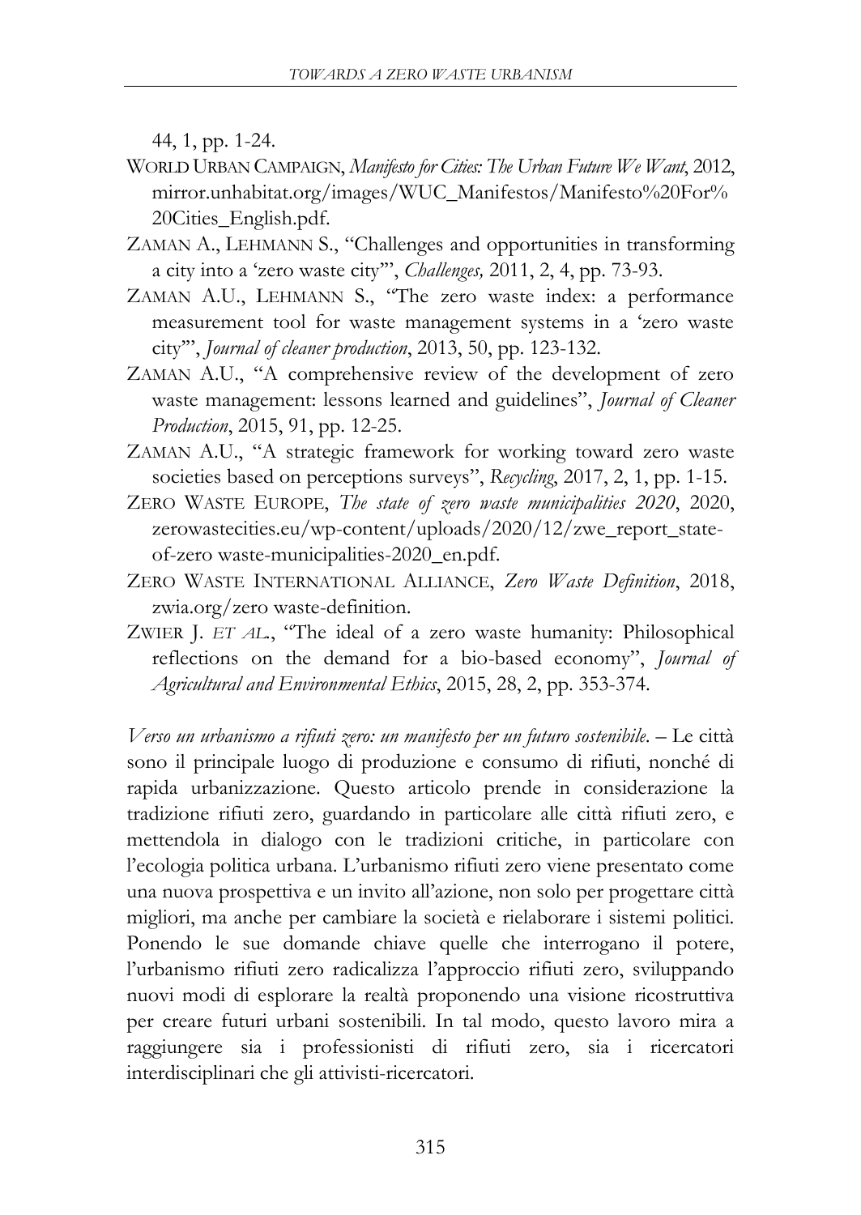44, 1, pp. 1-24.

WORLD URBAN CAMPAIGN, *Manifesto for Cities: The Urban Future We Want*, 2012, mirror.unhabitat.org/images/WUC_Manifestos/Manifesto%20For%20Cities_English.pdf.

ZAMAN A., LEHMANN S., "Challenges and opportunities in transforming a city into a 'zero waste city'", *Challenges,* 2011, 2, 4, pp. 73-93.

ZAMAN A.U., LEHMANN S., "The zero waste index: a performance measurement tool for waste management systems in a 'zero waste city'", *Journal of cleaner production*, 2013, 50, pp. 123-132.

ZAMAN A.U., "A comprehensive review of the development of zero waste management: lessons learned and guidelines", *Journal of Cleaner Production*, 2015, 91, pp. 12-25.

ZAMAN A.U., "A strategic framework for working toward zero waste societies based on perceptions surveys", *Recycling*, 2017, 2, 1, pp. 1-15.

ZERO WASTE EUROPE, *The state of zero waste municipalities 2020*, 2020, zerowastecities.eu/wp-content/uploads/2020/12/zwe_report_state-of-zero waste-municipalities-2020_en.pdf.

ZERO WASTE INTERNATIONAL ALLIANCE, *Zero Waste Definition*, 2018, zwia.org/zero waste-definition.

ZWIER J. *ET AL*., "The ideal of a zero waste humanity: Philosophical reflections on the demand for a bio-based economy", *Journal of Agricultural and Environmental Ethics*, 2015, 28, 2, pp. 353-374.

*Verso un urbanismo a rifiuti zero: un manifesto per un futuro sostenibile*. – Le città sono il principale luogo di produzione e consumo di rifiuti, nonché di rapida urbanizzazione. Questo articolo prende in considerazione la tradizione rifiuti zero, guardando in particolare alle città rifiuti zero, e mettendola in dialogo con le tradizioni critiche, in particolare con l'ecologia politica urbana. L'urbanismo rifiuti zero viene presentato come una nuova prospettiva e un invito all'azione, non solo per progettare città migliori, ma anche per cambiare la società e rielaborare i sistemi politici. Ponendo le sue domande chiave quelle che interrogano il potere, l'urbanismo rifiuti zero radicalizza l'approccio rifiuti zero, sviluppando nuovi modi di esplorare la realtà proponendo una visione ricostruttiva per creare futuri urbani sostenibili. In tal modo, questo lavoro mira a raggiungere sia i professionisti di rifiuti zero, sia i ricercatori interdisciplinari che gli attivisti-ricercatori.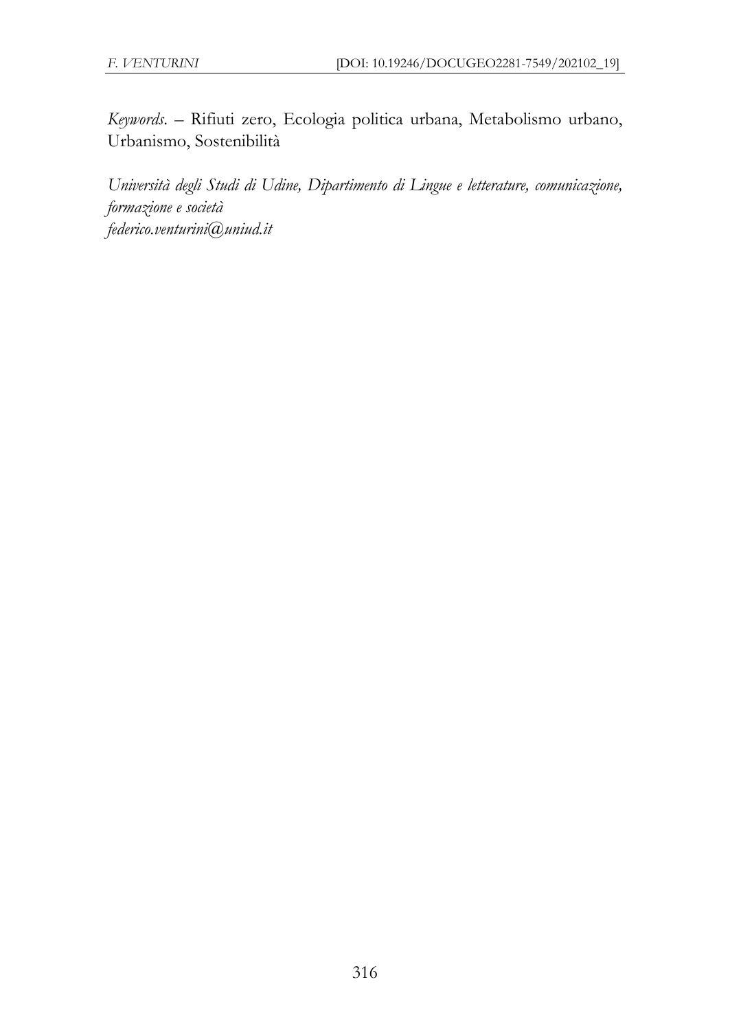*Keywords*. – Rifiuti zero, Ecologia politica urbana, Metabolismo urbano, Urbanismo, Sostenibilità

*Università degli Studi di Udine, Dipartimento di Lingue e letterature, comunicazione, formazione e società*
*federico.venturini@uniud.it*